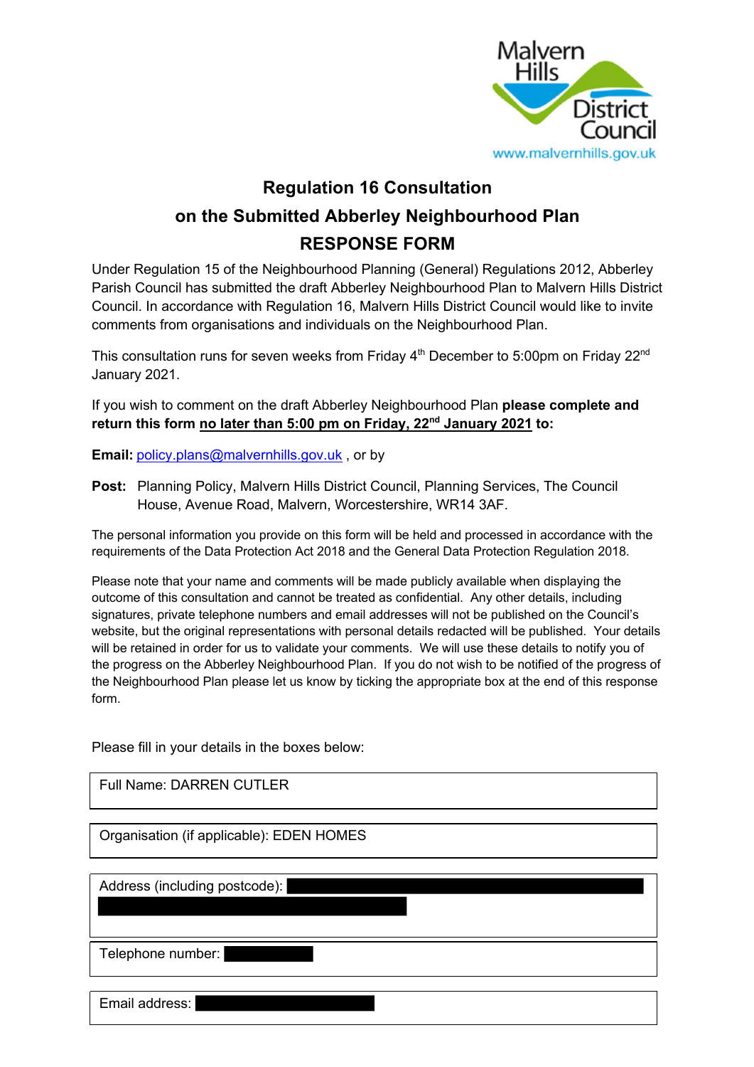Malvern Hills District Council
www.malvernhills.gov.uk

# Regulation 16 Consultation
# on the Submitted Abberley Neighbourhood Plan
# RESPONSE FORM

Under Regulation 15 of the Neighbourhood Planning (General) Regulations 2012, Abberley Parish Council has submitted the draft Abberley Neighbourhood Plan to Malvern Hills District Council. In accordance with Regulation 16, Malvern Hills District Council would like to invite comments from organisations and individuals on the Neighbourhood Plan.

This consultation runs for seven weeks from Friday 4th December to 5:00pm on Friday 22nd January 2021.

If you wish to comment on the draft Abberley Neighbourhood Plan **please complete and return this form no later than 5:00 pm on Friday, 22nd January 2021 to:**

**Email:** policy.plans@malvernhills.gov.uk , or by

**Post:** Planning Policy, Malvern Hills District Council, Planning Services, The Council House, Avenue Road, Malvern, Worcestershire, WR14 3AF.

The personal information you provide on this form will be held and processed in accordance with the requirements of the Data Protection Act 2018 and the General Data Protection Regulation 2018.

Please note that your name and comments will be made publicly available when displaying the outcome of this consultation and cannot be treated as confidential. Any other details, including signatures, private telephone numbers and email addresses will not be published on the Council's website, but the original representations with personal details redacted will be published. Your details will be retained in order for us to validate your comments. We will use these details to notify you of the progress on the Abberley Neighbourhood Plan. If you do not wish to be notified of the progress of the Neighbourhood Plan please let us know by ticking the appropriate box at the end of this response form.

Please fill in your details in the boxes below:

| Full Name: DARREN CUTLER |
|---|
| Organisation (if applicable): EDEN HOMES |
| Address (including postcode): [REDACTED] |
| Telephone number: [REDACTED] |
| Email address: [REDACTED] |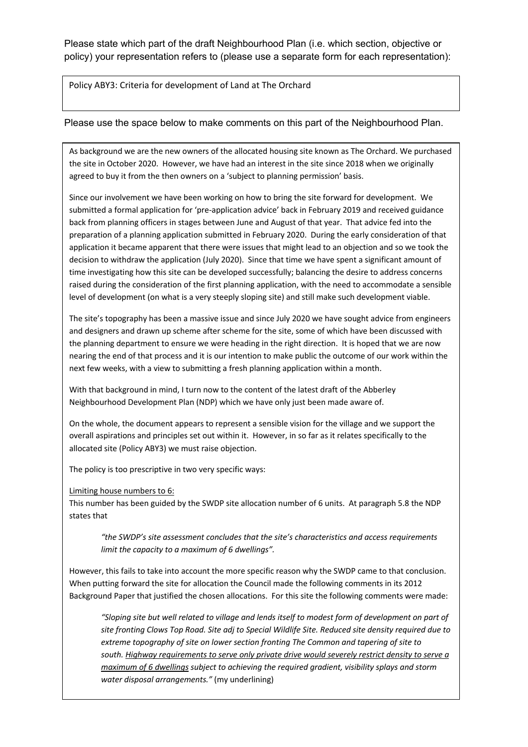Please state which part of the draft Neighbourhood Plan (i.e. which section, objective or policy) your representation refers to (please use a separate form for each representation):

Policy ABY3: Criteria for development of Land at The Orchard

Please use the space below to make comments on this part of the Neighbourhood Plan.

As background we are the new owners of the allocated housing site known as The Orchard. We purchased the site in October 2020. However, we have had an interest in the site since 2018 when we originally agreed to buy it from the then owners on a 'subject to planning permission' basis.

Since our involvement we have been working on how to bring the site forward for development. We submitted a formal application for 'pre-application advice' back in February 2019 and received guidance back from planning officers in stages between June and August of that year. That advice fed into the preparation of a planning application submitted in February 2020. During the early consideration of that application it became apparent that there were issues that might lead to an objection and so we took the decision to withdraw the application (July 2020). Since that time we have spent a significant amount of time investigating how this site can be developed successfully; balancing the desire to address concerns raised during the consideration of the first planning application, with the need to accommodate a sensible level of development (on what is a very steeply sloping site) and still make such development viable.

The site's topography has been a massive issue and since July 2020 we have sought advice from engineers and designers and drawn up scheme after scheme for the site, some of which have been discussed with the planning department to ensure we were heading in the right direction. It is hoped that we are now nearing the end of that process and it is our intention to make public the outcome of our work within the next few weeks, with a view to submitting a fresh planning application within a month.

With that background in mind, I turn now to the content of the latest draft of the Abberley Neighbourhood Development Plan (NDP) which we have only just been made aware of.

On the whole, the document appears to represent a sensible vision for the village and we support the overall aspirations and principles set out within it. However, in so far as it relates specifically to the allocated site (Policy ABY3) we must raise objection.

The policy is too prescriptive in two very specific ways:

<u>Limiting house numbers to 6:</u>
This number has been guided by the SWDP site allocation number of 6 units. At paragraph 5.8 the NDP states that

> *"the SWDP's site assessment concludes that the site's characteristics and access requirements limit the capacity to a maximum of 6 dwellings".*

However, this fails to take into account the more specific reason why the SWDP came to that conclusion. When putting forward the site for allocation the Council made the following comments in its 2012 Background Paper that justified the chosen allocations. For this site the following comments were made:

> *"Sloping site but well related to village and lends itself to modest form of development on part of site fronting Clows Top Road. Site adj to Special Wildlife Site. Reduced site density required due to extreme topography of site on lower section fronting The Common and tapering of site to south. <u>Highway requirements to serve only private drive would severely restrict density to serve a maximum of 6 dwellings</u> subject to achieving the required gradient, visibility splays and storm water disposal arrangements."* (my underlining)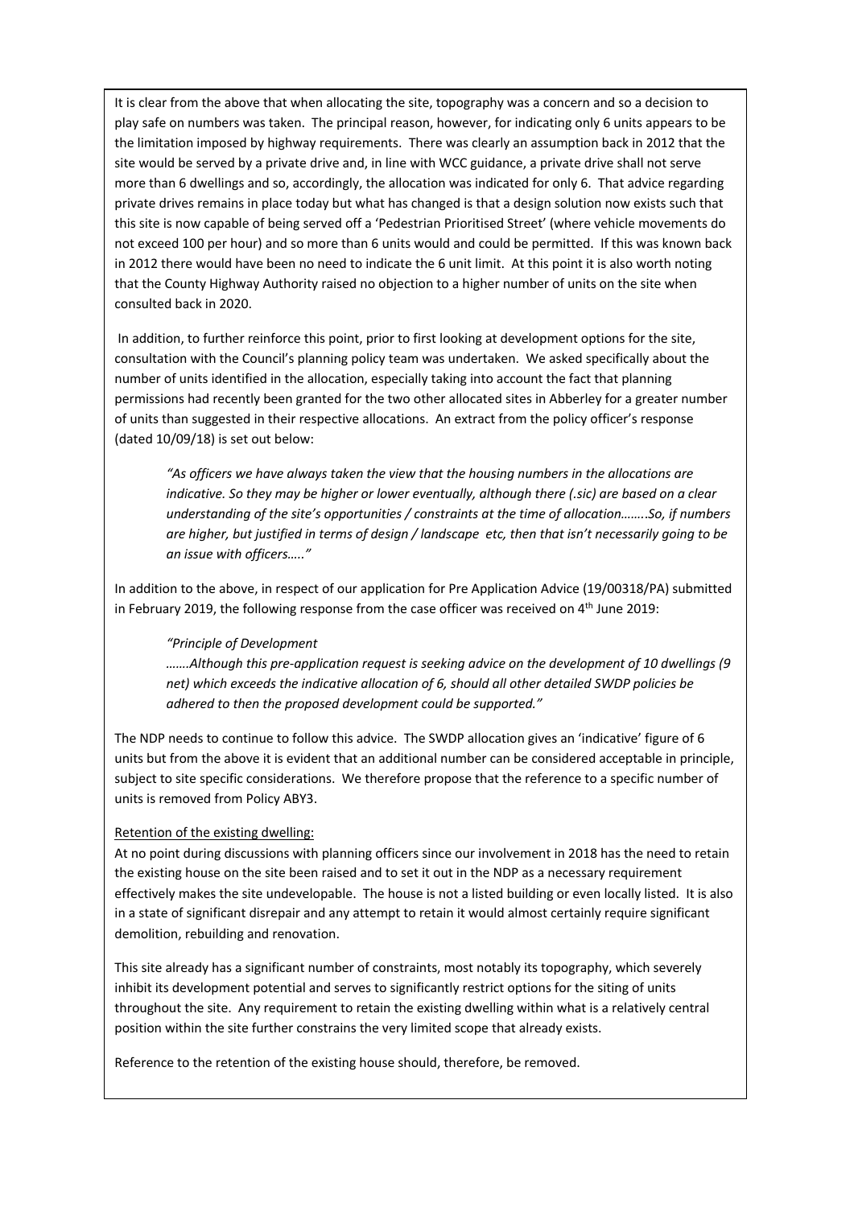It is clear from the above that when allocating the site, topography was a concern and so a decision to play safe on numbers was taken. The principal reason, however, for indicating only 6 units appears to be the limitation imposed by highway requirements. There was clearly an assumption back in 2012 that the site would be served by a private drive and, in line with WCC guidance, a private drive shall not serve more than 6 dwellings and so, accordingly, the allocation was indicated for only 6. That advice regarding private drives remains in place today but what has changed is that a design solution now exists such that this site is now capable of being served off a 'Pedestrian Prioritised Street' (where vehicle movements do not exceed 100 per hour) and so more than 6 units would and could be permitted. If this was known back in 2012 there would have been no need to indicate the 6 unit limit. At this point it is also worth noting that the County Highway Authority raised no objection to a higher number of units on the site when consulted back in 2020.

In addition, to further reinforce this point, prior to first looking at development options for the site, consultation with the Council's planning policy team was undertaken. We asked specifically about the number of units identified in the allocation, especially taking into account the fact that planning permissions had recently been granted for the two other allocated sites in Abberley for a greater number of units than suggested in their respective allocations. An extract from the policy officer's response (dated 10/09/18) is set out below:

> *"As officers we have always taken the view that the housing numbers in the allocations are indicative. So they may be higher or lower eventually, although there (.sic) are based on a clear understanding of the site's opportunities / constraints at the time of allocation……..So, if numbers are higher, but justified in terms of design / landscape etc, then that isn't necessarily going to be an issue with officers….."*

In addition to the above, in respect of our application for Pre Application Advice (19/00318/PA) submitted in February 2019, the following response from the case officer was received on 4th June 2019:

> *"Principle of Development*
>
> *…….Although this pre-application request is seeking advice on the development of 10 dwellings (9 net) which exceeds the indicative allocation of 6, should all other detailed SWDP policies be adhered to then the proposed development could be supported."*

The NDP needs to continue to follow this advice. The SWDP allocation gives an 'indicative' figure of 6 units but from the above it is evident that an additional number can be considered acceptable in principle, subject to site specific considerations. We therefore propose that the reference to a specific number of units is removed from Policy ABY3.

<u>Retention of the existing dwelling:</u>

At no point during discussions with planning officers since our involvement in 2018 has the need to retain the existing house on the site been raised and to set it out in the NDP as a necessary requirement effectively makes the site undevelopable. The house is not a listed building or even locally listed. It is also in a state of significant disrepair and any attempt to retain it would almost certainly require significant demolition, rebuilding and renovation.

This site already has a significant number of constraints, most notably its topography, which severely inhibit its development potential and serves to significantly restrict options for the siting of units throughout the site. Any requirement to retain the existing dwelling within what is a relatively central position within the site further constrains the very limited scope that already exists.

Reference to the retention of the existing house should, therefore, be removed.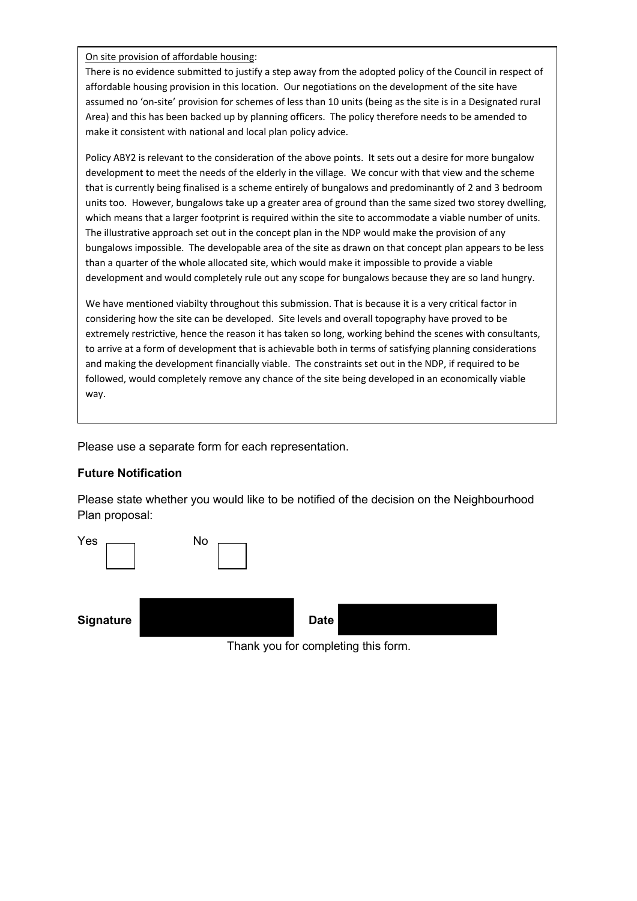On site provision of affordable housing:

There is no evidence submitted to justify a step away from the adopted policy of the Council in respect of affordable housing provision in this location. Our negotiations on the development of the site have assumed no 'on-site' provision for schemes of less than 10 units (being as the site is in a Designated rural Area) and this has been backed up by planning officers. The policy therefore needs to be amended to make it consistent with national and local plan policy advice.

Policy ABY2 is relevant to the consideration of the above points. It sets out a desire for more bungalow development to meet the needs of the elderly in the village. We concur with that view and the scheme that is currently being finalised is a scheme entirely of bungalows and predominantly of 2 and 3 bedroom units too. However, bungalows take up a greater area of ground than the same sized two storey dwelling, which means that a larger footprint is required within the site to accommodate a viable number of units. The illustrative approach set out in the concept plan in the NDP would make the provision of any bungalows impossible. The developable area of the site as drawn on that concept plan appears to be less than a quarter of the whole allocated site, which would make it impossible to provide a viable development and would completely rule out any scope for bungalows because they are so land hungry.

We have mentioned viabilty throughout this submission. That is because it is a very critical factor in considering how the site can be developed. Site levels and overall topography have proved to be extremely restrictive, hence the reason it has taken so long, working behind the scenes with consultants, to arrive at a form of development that is achievable both in terms of satisfying planning considerations and making the development financially viable. The constraints set out in the NDP, if required to be followed, would completely remove any chance of the site being developed in an economically viable way.

Please use a separate form for each representation.

**Future Notification**

Please state whether you would like to be notified of the decision on the Neighbourhood Plan proposal:

Yes ☐ No ☐

**Signature** **Date**

Thank you for completing this form.